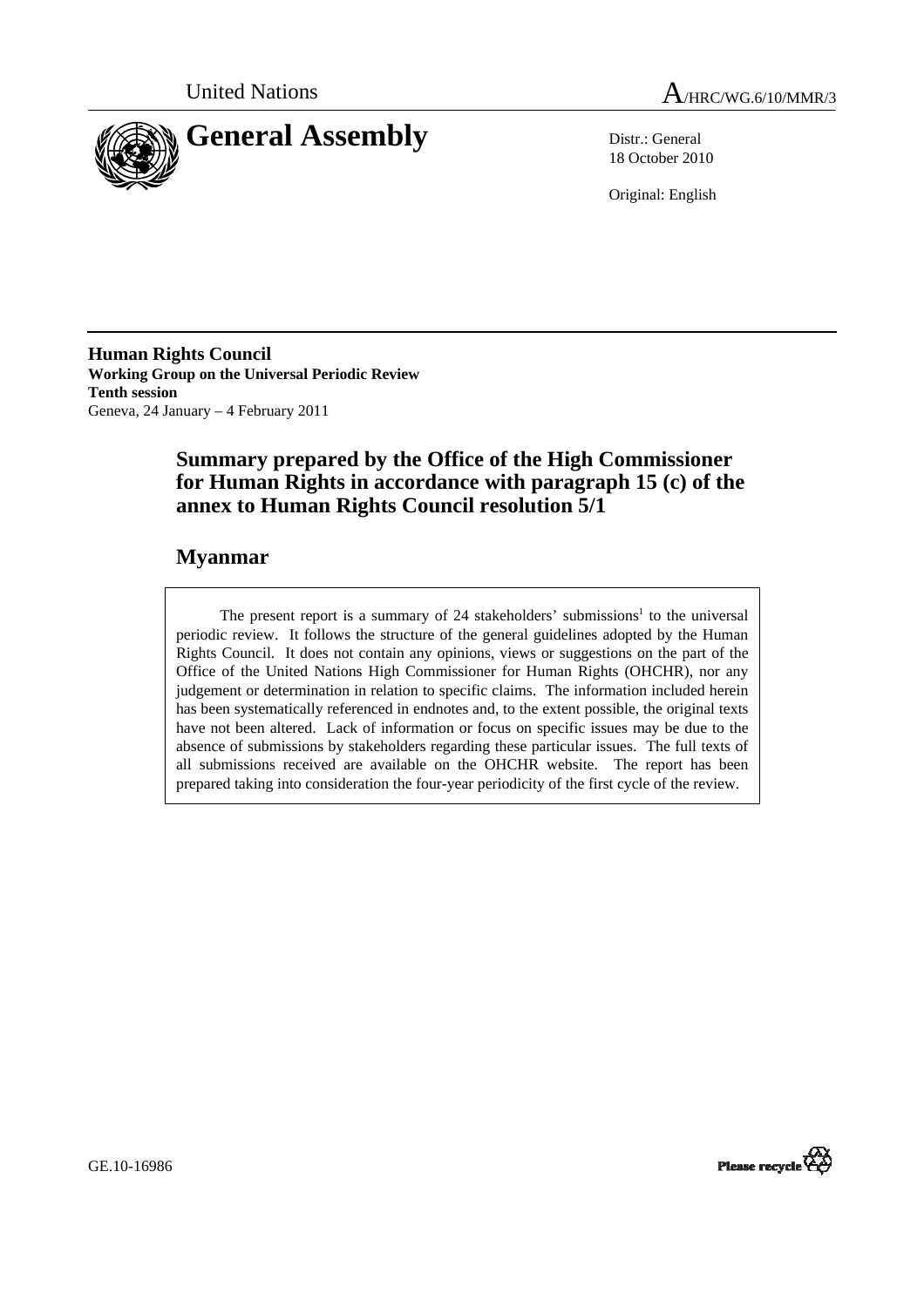United Nations

# A/HRC/WG.6/10/MMR/3

# General Assembly

Distr.: General
18 October 2010

Original: English

**Human Rights Council**
**Working Group on the Universal Periodic Review**
**Tenth session**
Geneva, 24 January – 4 February 2011

## Summary prepared by the Office of the High Commissioner for Human Rights in accordance with paragraph 15 (c) of the annex to Human Rights Council resolution 5/1

## Myanmar

The present report is a summary of 24 stakeholders' submissions[1] to the universal periodic review. It follows the structure of the general guidelines adopted by the Human Rights Council. It does not contain any opinions, views or suggestions on the part of the Office of the United Nations High Commissioner for Human Rights (OHCHR), nor any judgement or determination in relation to specific claims. The information included herein has been systematically referenced in endnotes and, to the extent possible, the original texts have not been altered. Lack of information or focus on specific issues may be due to the absence of submissions by stakeholders regarding these particular issues. The full texts of all submissions received are available on the OHCHR website. The report has been prepared taking into consideration the four-year periodicity of the first cycle of the review.

GE.10-16986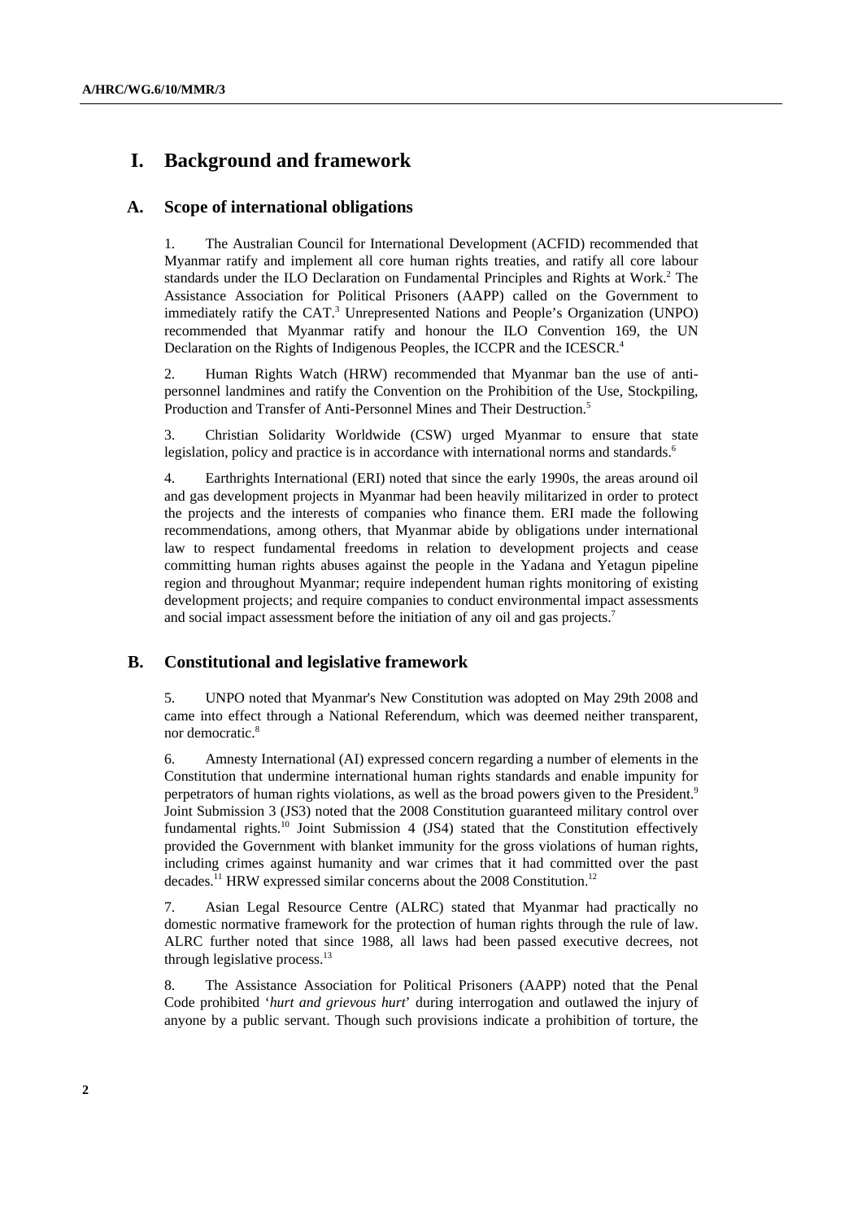# I. Background and framework

## A. Scope of international obligations

1. The Australian Council for International Development (ACFID) recommended that Myanmar ratify and implement all core human rights treaties, and ratify all core labour standards under the ILO Declaration on Fundamental Principles and Rights at Work.[2] The Assistance Association for Political Prisoners (AAPP) called on the Government to immediately ratify the CAT.[3] Unrepresented Nations and People's Organization (UNPO) recommended that Myanmar ratify and honour the ILO Convention 169, the UN Declaration on the Rights of Indigenous Peoples, the ICCPR and the ICESCR.[4]

2. Human Rights Watch (HRW) recommended that Myanmar ban the use of anti-personnel landmines and ratify the Convention on the Prohibition of the Use, Stockpiling, Production and Transfer of Anti-Personnel Mines and Their Destruction.[5]

3. Christian Solidarity Worldwide (CSW) urged Myanmar to ensure that state legislation, policy and practice is in accordance with international norms and standards.[6]

4. Earthrights International (ERI) noted that since the early 1990s, the areas around oil and gas development projects in Myanmar had been heavily militarized in order to protect the projects and the interests of companies who finance them. ERI made the following recommendations, among others, that Myanmar abide by obligations under international law to respect fundamental freedoms in relation to development projects and cease committing human rights abuses against the people in the Yadana and Yetagun pipeline region and throughout Myanmar; require independent human rights monitoring of existing development projects; and require companies to conduct environmental impact assessments and social impact assessment before the initiation of any oil and gas projects.[7]

## B. Constitutional and legislative framework

5. UNPO noted that Myanmar's New Constitution was adopted on May 29th 2008 and came into effect through a National Referendum, which was deemed neither transparent, nor democratic.[8]

6. Amnesty International (AI) expressed concern regarding a number of elements in the Constitution that undermine international human rights standards and enable impunity for perpetrators of human rights violations, as well as the broad powers given to the President.[9] Joint Submission 3 (JS3) noted that the 2008 Constitution guaranteed military control over fundamental rights.[10] Joint Submission 4 (JS4) stated that the Constitution effectively provided the Government with blanket immunity for the gross violations of human rights, including crimes against humanity and war crimes that it had committed over the past decades.[11] HRW expressed similar concerns about the 2008 Constitution.[12]

7. Asian Legal Resource Centre (ALRC) stated that Myanmar had practically no domestic normative framework for the protection of human rights through the rule of law. ALRC further noted that since 1988, all laws had been passed executive decrees, not through legislative process.[13]

8. The Assistance Association for Political Prisoners (AAPP) noted that the Penal Code prohibited '*hurt and grievous hurt*' during interrogation and outlawed the injury of anyone by a public servant. Though such provisions indicate a prohibition of torture, the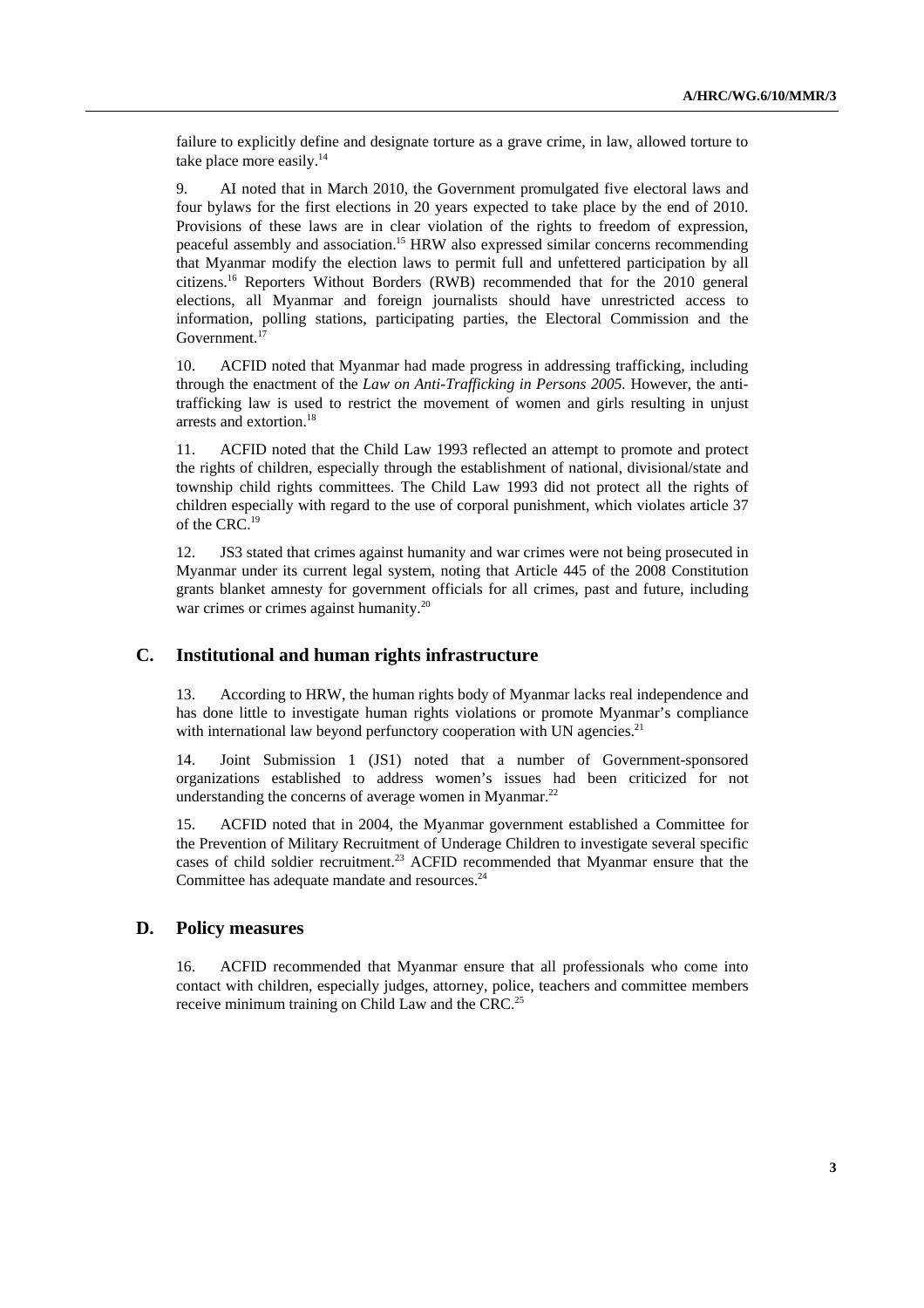failure to explicitly define and designate torture as a grave crime, in law, allowed torture to take place more easily.[14]

9. AI noted that in March 2010, the Government promulgated five electoral laws and four bylaws for the first elections in 20 years expected to take place by the end of 2010. Provisions of these laws are in clear violation of the rights to freedom of expression, peaceful assembly and association.[15] HRW also expressed similar concerns recommending that Myanmar modify the election laws to permit full and unfettered participation by all citizens.[16] Reporters Without Borders (RWB) recommended that for the 2010 general elections, all Myanmar and foreign journalists should have unrestricted access to information, polling stations, participating parties, the Electoral Commission and the Government.[17]

10. ACFID noted that Myanmar had made progress in addressing trafficking, including through the enactment of the *Law on Anti-Trafficking in Persons 2005*. However, the anti-trafficking law is used to restrict the movement of women and girls resulting in unjust arrests and extortion.[18]

11. ACFID noted that the Child Law 1993 reflected an attempt to promote and protect the rights of children, especially through the establishment of national, divisional/state and township child rights committees. The Child Law 1993 did not protect all the rights of children especially with regard to the use of corporal punishment, which violates article 37 of the CRC.[19]

12. JS3 stated that crimes against humanity and war crimes were not being prosecuted in Myanmar under its current legal system, noting that Article 445 of the 2008 Constitution grants blanket amnesty for government officials for all crimes, past and future, including war crimes or crimes against humanity.[20]

## C. Institutional and human rights infrastructure

13. According to HRW, the human rights body of Myanmar lacks real independence and has done little to investigate human rights violations or promote Myanmar's compliance with international law beyond perfunctory cooperation with UN agencies.[21]

14. Joint Submission 1 (JS1) noted that a number of Government-sponsored organizations established to address women's issues had been criticized for not understanding the concerns of average women in Myanmar.[22]

15. ACFID noted that in 2004, the Myanmar government established a Committee for the Prevention of Military Recruitment of Underage Children to investigate several specific cases of child soldier recruitment.[23] ACFID recommended that Myanmar ensure that the Committee has adequate mandate and resources.[24]

## D. Policy measures

16. ACFID recommended that Myanmar ensure that all professionals who come into contact with children, especially judges, attorney, police, teachers and committee members receive minimum training on Child Law and the CRC.[25]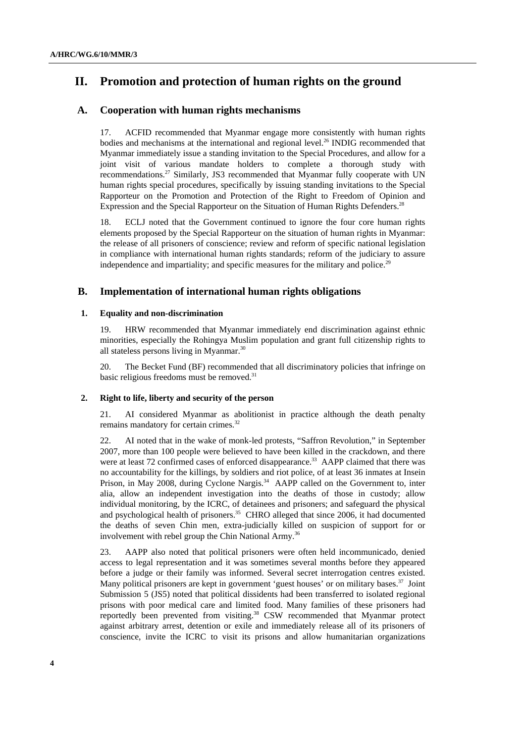# II. Promotion and protection of human rights on the ground

## A. Cooperation with human rights mechanisms

17. ACFID recommended that Myanmar engage more consistently with human rights bodies and mechanisms at the international and regional level.[26] INDIG recommended that Myanmar immediately issue a standing invitation to the Special Procedures, and allow for a joint visit of various mandate holders to complete a thorough study with recommendations.[27] Similarly, JS3 recommended that Myanmar fully cooperate with UN human rights special procedures, specifically by issuing standing invitations to the Special Rapporteur on the Promotion and Protection of the Right to Freedom of Opinion and Expression and the Special Rapporteur on the Situation of Human Rights Defenders.[28]

18. ECLJ noted that the Government continued to ignore the four core human rights elements proposed by the Special Rapporteur on the situation of human rights in Myanmar: the release of all prisoners of conscience; review and reform of specific national legislation in compliance with international human rights standards; reform of the judiciary to assure independence and impartiality; and specific measures for the military and police.[29]

## B. Implementation of international human rights obligations

### 1. Equality and non-discrimination

19. HRW recommended that Myanmar immediately end discrimination against ethnic minorities, especially the Rohingya Muslim population and grant full citizenship rights to all stateless persons living in Myanmar.[30]

20. The Becket Fund (BF) recommended that all discriminatory policies that infringe on basic religious freedoms must be removed.[31]

### 2. Right to life, liberty and security of the person

21. AI considered Myanmar as abolitionist in practice although the death penalty remains mandatory for certain crimes.[32]

22. AI noted that in the wake of monk-led protests, "Saffron Revolution," in September 2007, more than 100 people were believed to have been killed in the crackdown, and there were at least 72 confirmed cases of enforced disappearance.[33] AAPP claimed that there was no accountability for the killings, by soldiers and riot police, of at least 36 inmates at Insein Prison, in May 2008, during Cyclone Nargis.[34] AAPP called on the Government to, inter alia, allow an independent investigation into the deaths of those in custody; allow individual monitoring, by the ICRC, of detainees and prisoners; and safeguard the physical and psychological health of prisoners.[35] CHRO alleged that since 2006, it had documented the deaths of seven Chin men, extra-judicially killed on suspicion of support for or involvement with rebel group the Chin National Army.[36]

23. AAPP also noted that political prisoners were often held incommunicado, denied access to legal representation and it was sometimes several months before they appeared before a judge or their family was informed. Several secret interrogation centres existed. Many political prisoners are kept in government 'guest houses' or on military bases.[37] Joint Submission 5 (JS5) noted that political dissidents had been transferred to isolated regional prisons with poor medical care and limited food. Many families of these prisoners had reportedly been prevented from visiting.[38] CSW recommended that Myanmar protect against arbitrary arrest, detention or exile and immediately release all of its prisoners of conscience, invite the ICRC to visit its prisons and allow humanitarian organizations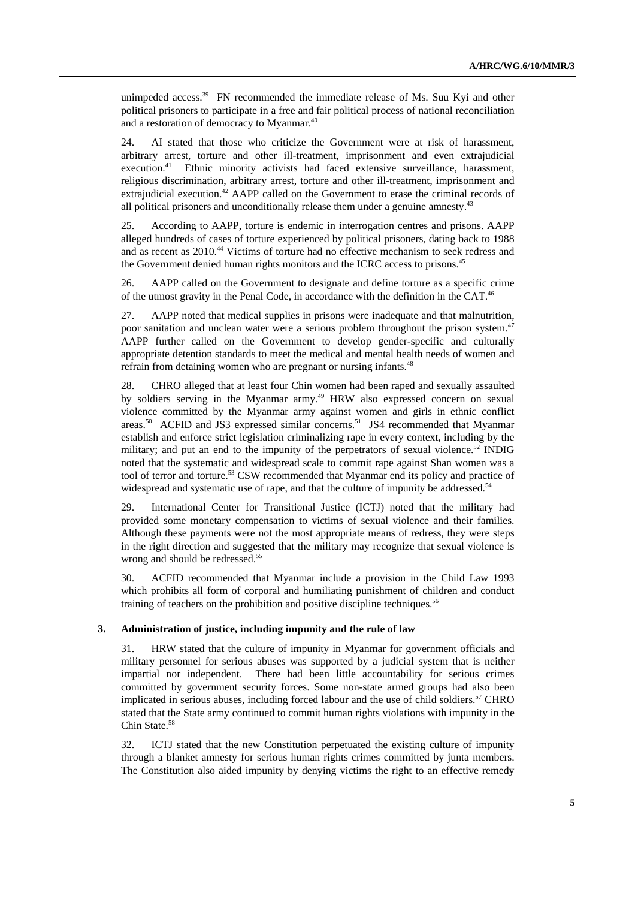unimpeded access.[39] FN recommended the immediate release of Ms. Suu Kyi and other political prisoners to participate in a free and fair political process of national reconciliation and a restoration of democracy to Myanmar.[40]

24. AI stated that those who criticize the Government were at risk of harassment, arbitrary arrest, torture and other ill-treatment, imprisonment and even extrajudicial execution.[41] Ethnic minority activists had faced extensive surveillance, harassment, religious discrimination, arbitrary arrest, torture and other ill-treatment, imprisonment and extrajudicial execution.[42] AAPP called on the Government to erase the criminal records of all political prisoners and unconditionally release them under a genuine amnesty.[43]

25. According to AAPP, torture is endemic in interrogation centres and prisons. AAPP alleged hundreds of cases of torture experienced by political prisoners, dating back to 1988 and as recent as 2010.[44] Victims of torture had no effective mechanism to seek redress and the Government denied human rights monitors and the ICRC access to prisons.[45]

26. AAPP called on the Government to designate and define torture as a specific crime of the utmost gravity in the Penal Code, in accordance with the definition in the CAT.[46]

27. AAPP noted that medical supplies in prisons were inadequate and that malnutrition, poor sanitation and unclean water were a serious problem throughout the prison system.[47] AAPP further called on the Government to develop gender-specific and culturally appropriate detention standards to meet the medical and mental health needs of women and refrain from detaining women who are pregnant or nursing infants.[48]

28. CHRO alleged that at least four Chin women had been raped and sexually assaulted by soldiers serving in the Myanmar army.[49] HRW also expressed concern on sexual violence committed by the Myanmar army against women and girls in ethnic conflict areas.[50] ACFID and JS3 expressed similar concerns.[51] JS4 recommended that Myanmar establish and enforce strict legislation criminalizing rape in every context, including by the military; and put an end to the impunity of the perpetrators of sexual violence.[52] INDIG noted that the systematic and widespread scale to commit rape against Shan women was a tool of terror and torture.[53] CSW recommended that Myanmar end its policy and practice of widespread and systematic use of rape, and that the culture of impunity be addressed.[54]

29. International Center for Transitional Justice (ICTJ) noted that the military had provided some monetary compensation to victims of sexual violence and their families. Although these payments were not the most appropriate means of redress, they were steps in the right direction and suggested that the military may recognize that sexual violence is wrong and should be redressed.[55]

30. ACFID recommended that Myanmar include a provision in the Child Law 1993 which prohibits all form of corporal and humiliating punishment of children and conduct training of teachers on the prohibition and positive discipline techniques.[56]

### 3. Administration of justice, including impunity and the rule of law

31. HRW stated that the culture of impunity in Myanmar for government officials and military personnel for serious abuses was supported by a judicial system that is neither impartial nor independent. There had been little accountability for serious crimes committed by government security forces. Some non-state armed groups had also been implicated in serious abuses, including forced labour and the use of child soldiers.[57] CHRO stated that the State army continued to commit human rights violations with impunity in the Chin State.[58]

32. ICTJ stated that the new Constitution perpetuated the existing culture of impunity through a blanket amnesty for serious human rights crimes committed by junta members. The Constitution also aided impunity by denying victims the right to an effective remedy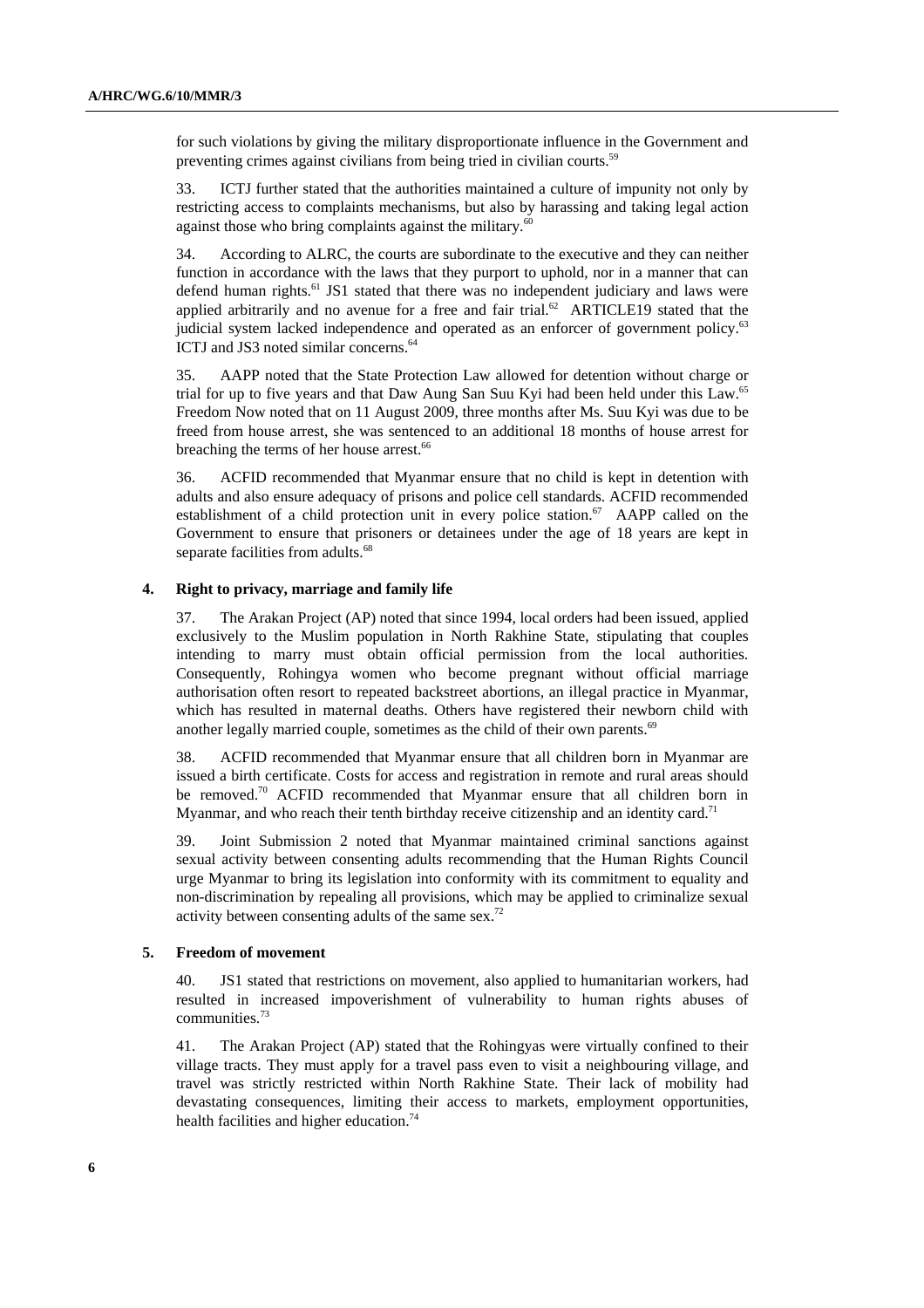for such violations by giving the military disproportionate influence in the Government and preventing crimes against civilians from being tried in civilian courts.[59]

33. ICTJ further stated that the authorities maintained a culture of impunity not only by restricting access to complaints mechanisms, but also by harassing and taking legal action against those who bring complaints against the military.[60]

34. According to ALRC, the courts are subordinate to the executive and they can neither function in accordance with the laws that they purport to uphold, nor in a manner that can defend human rights.[61] JS1 stated that there was no independent judiciary and laws were applied arbitrarily and no avenue for a free and fair trial.[62] ARTICLE19 stated that the judicial system lacked independence and operated as an enforcer of government policy.[63] ICTJ and JS3 noted similar concerns.[64]

35. AAPP noted that the State Protection Law allowed for detention without charge or trial for up to five years and that Daw Aung San Suu Kyi had been held under this Law.[65] Freedom Now noted that on 11 August 2009, three months after Ms. Suu Kyi was due to be freed from house arrest, she was sentenced to an additional 18 months of house arrest for breaching the terms of her house arrest.[66]

36. ACFID recommended that Myanmar ensure that no child is kept in detention with adults and also ensure adequacy of prisons and police cell standards. ACFID recommended establishment of a child protection unit in every police station.[67] AAPP called on the Government to ensure that prisoners or detainees under the age of 18 years are kept in separate facilities from adults.[68]

### 4. Right to privacy, marriage and family life

37. The Arakan Project (AP) noted that since 1994, local orders had been issued, applied exclusively to the Muslim population in North Rakhine State, stipulating that couples intending to marry must obtain official permission from the local authorities. Consequently, Rohingya women who become pregnant without official marriage authorisation often resort to repeated backstreet abortions, an illegal practice in Myanmar, which has resulted in maternal deaths. Others have registered their newborn child with another legally married couple, sometimes as the child of their own parents.[69]

38. ACFID recommended that Myanmar ensure that all children born in Myanmar are issued a birth certificate. Costs for access and registration in remote and rural areas should be removed.[70] ACFID recommended that Myanmar ensure that all children born in Myanmar, and who reach their tenth birthday receive citizenship and an identity card.[71]

39. Joint Submission 2 noted that Myanmar maintained criminal sanctions against sexual activity between consenting adults recommending that the Human Rights Council urge Myanmar to bring its legislation into conformity with its commitment to equality and non-discrimination by repealing all provisions, which may be applied to criminalize sexual activity between consenting adults of the same sex.[72]

### 5. Freedom of movement

40. JS1 stated that restrictions on movement, also applied to humanitarian workers, had resulted in increased impoverishment of vulnerability to human rights abuses of communities.[73]

41. The Arakan Project (AP) stated that the Rohingyas were virtually confined to their village tracts. They must apply for a travel pass even to visit a neighbouring village, and travel was strictly restricted within North Rakhine State. Their lack of mobility had devastating consequences, limiting their access to markets, employment opportunities, health facilities and higher education.[74]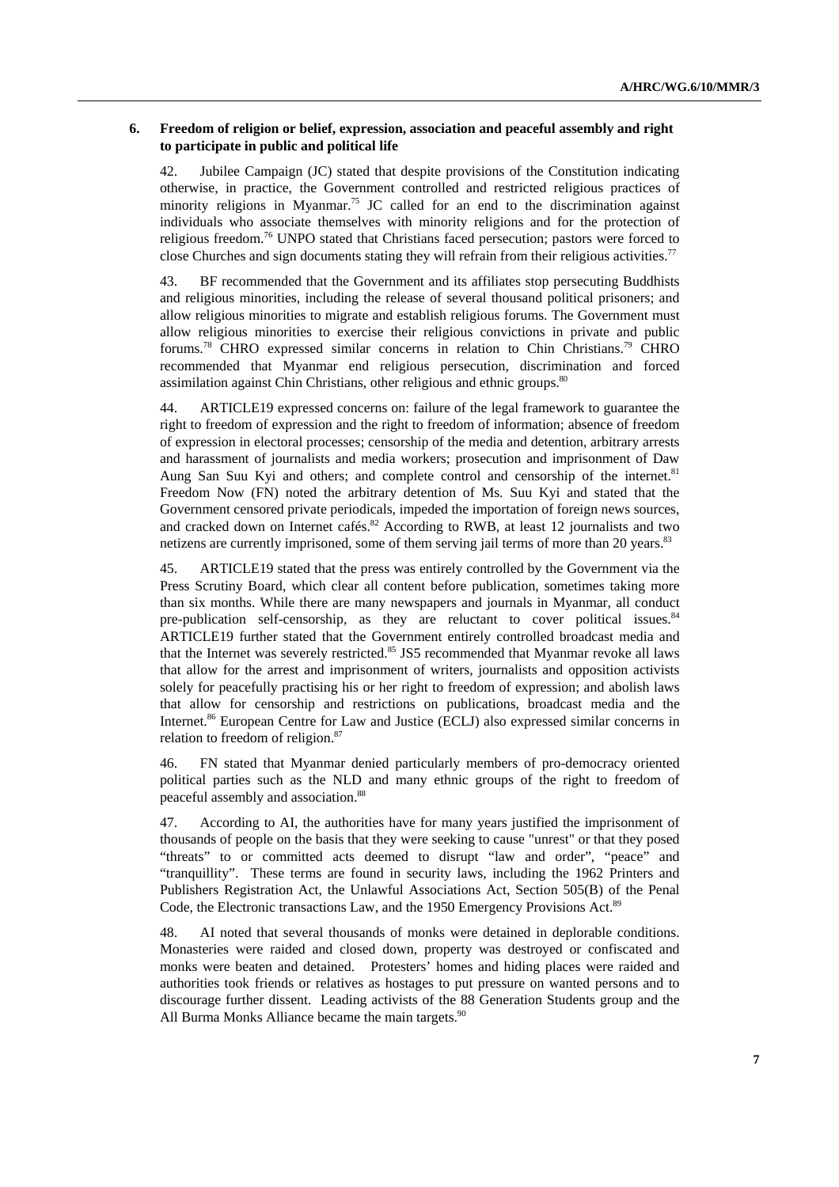### 6. Freedom of religion or belief, expression, association and peaceful assembly and right to participate in public and political life

42. Jubilee Campaign (JC) stated that despite provisions of the Constitution indicating otherwise, in practice, the Government controlled and restricted religious practices of minority religions in Myanmar.[75] JC called for an end to the discrimination against individuals who associate themselves with minority religions and for the protection of religious freedom.[76] UNPO stated that Christians faced persecution; pastors were forced to close Churches and sign documents stating they will refrain from their religious activities.[77]

43. BF recommended that the Government and its affiliates stop persecuting Buddhists and religious minorities, including the release of several thousand political prisoners; and allow religious minorities to migrate and establish religious forums. The Government must allow religious minorities to exercise their religious convictions in private and public forums.[78] CHRO expressed similar concerns in relation to Chin Christians.[79] CHRO recommended that Myanmar end religious persecution, discrimination and forced assimilation against Chin Christians, other religious and ethnic groups.[80]

44. ARTICLE19 expressed concerns on: failure of the legal framework to guarantee the right to freedom of expression and the right to freedom of information; absence of freedom of expression in electoral processes; censorship of the media and detention, arbitrary arrests and harassment of journalists and media workers; prosecution and imprisonment of Daw Aung San Suu Kyi and others; and complete control and censorship of the internet.[81] Freedom Now (FN) noted the arbitrary detention of Ms. Suu Kyi and stated that the Government censored private periodicals, impeded the importation of foreign news sources, and cracked down on Internet cafés.[82] According to RWB, at least 12 journalists and two netizens are currently imprisoned, some of them serving jail terms of more than 20 years.[83]

45. ARTICLE19 stated that the press was entirely controlled by the Government via the Press Scrutiny Board, which clear all content before publication, sometimes taking more than six months. While there are many newspapers and journals in Myanmar, all conduct pre-publication self-censorship, as they are reluctant to cover political issues.[84] ARTICLE19 further stated that the Government entirely controlled broadcast media and that the Internet was severely restricted.[85] JS5 recommended that Myanmar revoke all laws that allow for the arrest and imprisonment of writers, journalists and opposition activists solely for peacefully practising his or her right to freedom of expression; and abolish laws that allow for censorship and restrictions on publications, broadcast media and the Internet.[86] European Centre for Law and Justice (ECLJ) also expressed similar concerns in relation to freedom of religion.[87]

46. FN stated that Myanmar denied particularly members of pro-democracy oriented political parties such as the NLD and many ethnic groups of the right to freedom of peaceful assembly and association.[88]

47. According to AI, the authorities have for many years justified the imprisonment of thousands of people on the basis that they were seeking to cause "unrest" or that they posed "threats" to or committed acts deemed to disrupt "law and order", "peace" and "tranquillity". These terms are found in security laws, including the 1962 Printers and Publishers Registration Act, the Unlawful Associations Act, Section 505(B) of the Penal Code, the Electronic transactions Law, and the 1950 Emergency Provisions Act.[89]

48. AI noted that several thousands of monks were detained in deplorable conditions. Monasteries were raided and closed down, property was destroyed or confiscated and monks were beaten and detained. Protesters' homes and hiding places were raided and authorities took friends or relatives as hostages to put pressure on wanted persons and to discourage further dissent. Leading activists of the 88 Generation Students group and the All Burma Monks Alliance became the main targets.[90]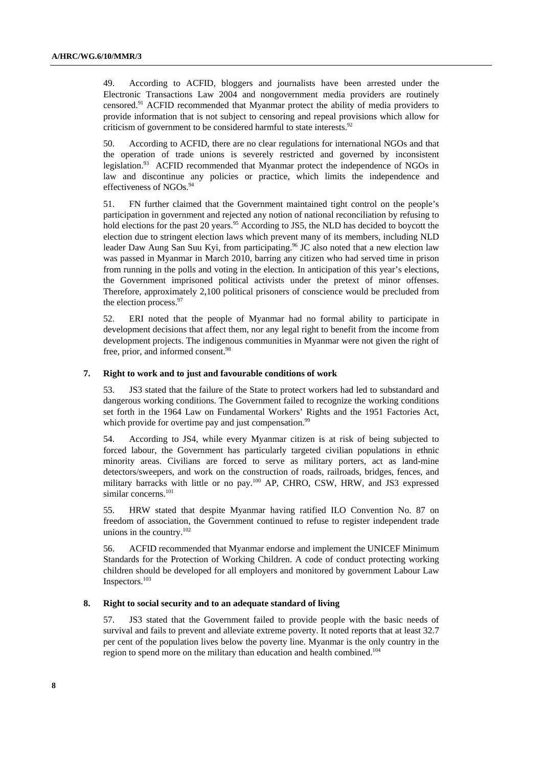49. According to ACFID, bloggers and journalists have been arrested under the Electronic Transactions Law 2004 and nongovernment media providers are routinely censored.[91] ACFID recommended that Myanmar protect the ability of media providers to provide information that is not subject to censoring and repeal provisions which allow for criticism of government to be considered harmful to state interests.[92]

50. According to ACFID, there are no clear regulations for international NGOs and that the operation of trade unions is severely restricted and governed by inconsistent legislation.[93] ACFID recommended that Myanmar protect the independence of NGOs in law and discontinue any policies or practice, which limits the independence and effectiveness of NGOs.[94]

51. FN further claimed that the Government maintained tight control on the people's participation in government and rejected any notion of national reconciliation by refusing to hold elections for the past 20 years.[95] According to JS5, the NLD has decided to boycott the election due to stringent election laws which prevent many of its members, including NLD leader Daw Aung San Suu Kyi, from participating.[96] JC also noted that a new election law was passed in Myanmar in March 2010, barring any citizen who had served time in prison from running in the polls and voting in the election. In anticipation of this year's elections, the Government imprisoned political activists under the pretext of minor offenses. Therefore, approximately 2,100 political prisoners of conscience would be precluded from the election process.[97]

52. ERI noted that the people of Myanmar had no formal ability to participate in development decisions that affect them, nor any legal right to benefit from the income from development projects. The indigenous communities in Myanmar were not given the right of free, prior, and informed consent.[98]

### 7. Right to work and to just and favourable conditions of work

53. JS3 stated that the failure of the State to protect workers had led to substandard and dangerous working conditions. The Government failed to recognize the working conditions set forth in the 1964 Law on Fundamental Workers' Rights and the 1951 Factories Act, which provide for overtime pay and just compensation.[99]

54. According to JS4, while every Myanmar citizen is at risk of being subjected to forced labour, the Government has particularly targeted civilian populations in ethnic minority areas. Civilians are forced to serve as military porters, act as land-mine detectors/sweepers, and work on the construction of roads, railroads, bridges, fences, and military barracks with little or no pay.[100] AP, CHRO, CSW, HRW, and JS3 expressed similar concerns.[101]

55. HRW stated that despite Myanmar having ratified ILO Convention No. 87 on freedom of association, the Government continued to refuse to register independent trade unions in the country.[102]

56. ACFID recommended that Myanmar endorse and implement the UNICEF Minimum Standards for the Protection of Working Children. A code of conduct protecting working children should be developed for all employers and monitored by government Labour Law Inspectors.[103]

### 8. Right to social security and to an adequate standard of living

57. JS3 stated that the Government failed to provide people with the basic needs of survival and fails to prevent and alleviate extreme poverty. It noted reports that at least 32.7 per cent of the population lives below the poverty line. Myanmar is the only country in the region to spend more on the military than education and health combined.[104]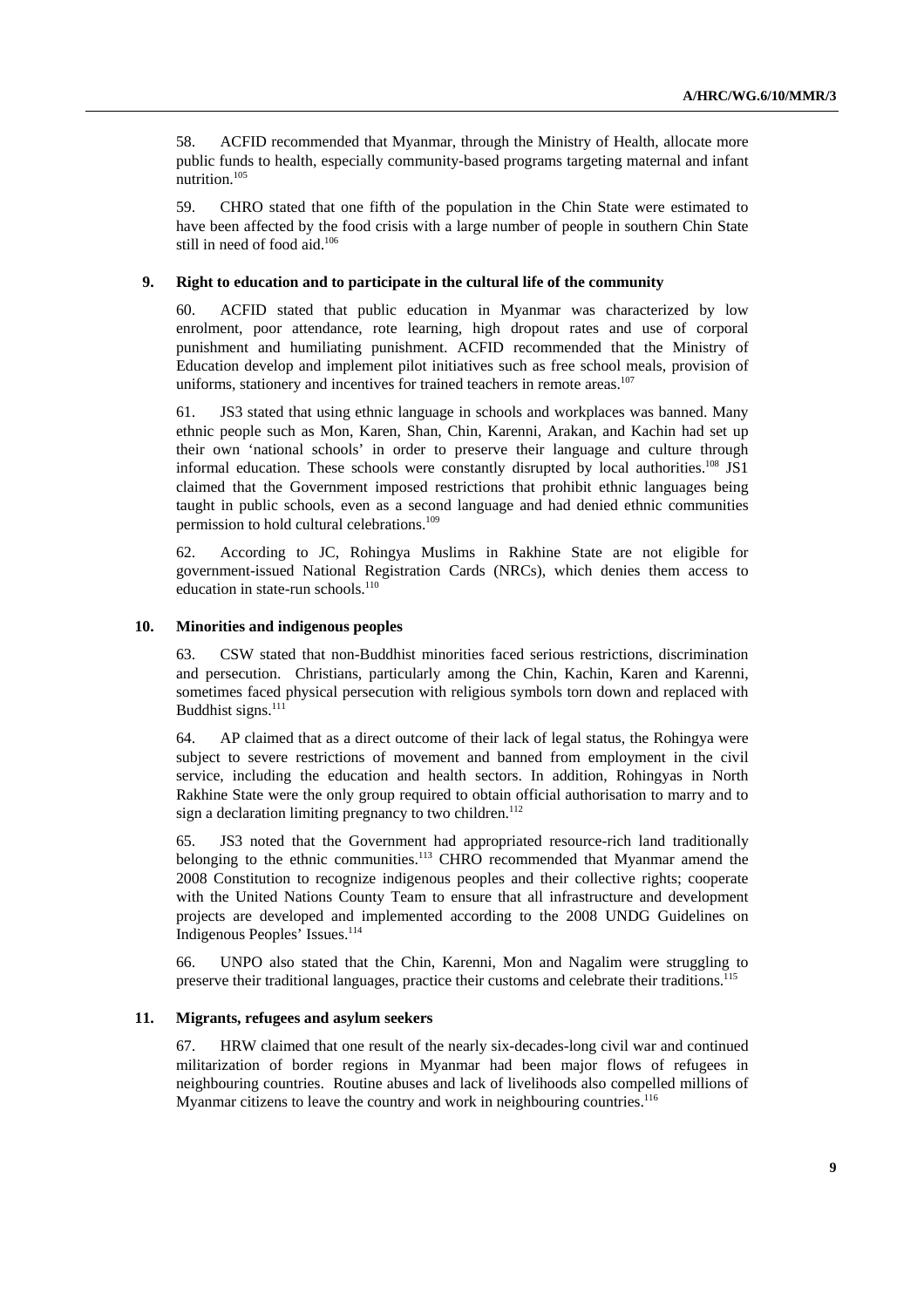58. ACFID recommended that Myanmar, through the Ministry of Health, allocate more public funds to health, especially community-based programs targeting maternal and infant nutrition.[105]

59. CHRO stated that one fifth of the population in the Chin State were estimated to have been affected by the food crisis with a large number of people in southern Chin State still in need of food aid.[106]

### 9. Right to education and to participate in the cultural life of the community

60. ACFID stated that public education in Myanmar was characterized by low enrolment, poor attendance, rote learning, high dropout rates and use of corporal punishment and humiliating punishment. ACFID recommended that the Ministry of Education develop and implement pilot initiatives such as free school meals, provision of uniforms, stationery and incentives for trained teachers in remote areas.[107]

61. JS3 stated that using ethnic language in schools and workplaces was banned. Many ethnic people such as Mon, Karen, Shan, Chin, Karenni, Arakan, and Kachin had set up their own 'national schools' in order to preserve their language and culture through informal education. These schools were constantly disrupted by local authorities.[108] JS1 claimed that the Government imposed restrictions that prohibit ethnic languages being taught in public schools, even as a second language and had denied ethnic communities permission to hold cultural celebrations.[109]

62. According to JC, Rohingya Muslims in Rakhine State are not eligible for government-issued National Registration Cards (NRCs), which denies them access to education in state-run schools.[110]

### 10. Minorities and indigenous peoples

63. CSW stated that non-Buddhist minorities faced serious restrictions, discrimination and persecution. Christians, particularly among the Chin, Kachin, Karen and Karenni, sometimes faced physical persecution with religious symbols torn down and replaced with Buddhist signs.[111]

64. AP claimed that as a direct outcome of their lack of legal status, the Rohingya were subject to severe restrictions of movement and banned from employment in the civil service, including the education and health sectors. In addition, Rohingyas in North Rakhine State were the only group required to obtain official authorisation to marry and to sign a declaration limiting pregnancy to two children.[112]

65. JS3 noted that the Government had appropriated resource-rich land traditionally belonging to the ethnic communities.[113] CHRO recommended that Myanmar amend the 2008 Constitution to recognize indigenous peoples and their collective rights; cooperate with the United Nations County Team to ensure that all infrastructure and development projects are developed and implemented according to the 2008 UNDG Guidelines on Indigenous Peoples' Issues.[114]

66. UNPO also stated that the Chin, Karenni, Mon and Nagalim were struggling to preserve their traditional languages, practice their customs and celebrate their traditions.[115]

### 11. Migrants, refugees and asylum seekers

67. HRW claimed that one result of the nearly six-decades-long civil war and continued militarization of border regions in Myanmar had been major flows of refugees in neighbouring countries. Routine abuses and lack of livelihoods also compelled millions of Myanmar citizens to leave the country and work in neighbouring countries.[116]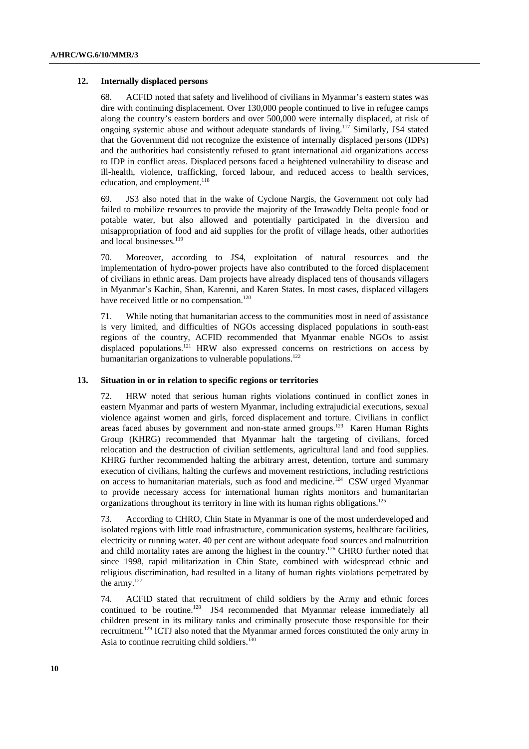### 12. Internally displaced persons

68. ACFID noted that safety and livelihood of civilians in Myanmar's eastern states was dire with continuing displacement. Over 130,000 people continued to live in refugee camps along the country's eastern borders and over 500,000 were internally displaced, at risk of ongoing systemic abuse and without adequate standards of living.[117] Similarly, JS4 stated that the Government did not recognize the existence of internally displaced persons (IDPs) and the authorities had consistently refused to grant international aid organizations access to IDP in conflict areas. Displaced persons faced a heightened vulnerability to disease and ill-health, violence, trafficking, forced labour, and reduced access to health services, education, and employment.[118]

69. JS3 also noted that in the wake of Cyclone Nargis, the Government not only had failed to mobilize resources to provide the majority of the Irrawaddy Delta people food or potable water, but also allowed and potentially participated in the diversion and misappropriation of food and aid supplies for the profit of village heads, other authorities and local businesses.[119]

70. Moreover, according to JS4, exploitation of natural resources and the implementation of hydro-power projects have also contributed to the forced displacement of civilians in ethnic areas. Dam projects have already displaced tens of thousands villagers in Myanmar's Kachin, Shan, Karenni, and Karen States. In most cases, displaced villagers have received little or no compensation.[120]

71. While noting that humanitarian access to the communities most in need of assistance is very limited, and difficulties of NGOs accessing displaced populations in south-east regions of the country, ACFID recommended that Myanmar enable NGOs to assist displaced populations.[121] HRW also expressed concerns on restrictions on access by humanitarian organizations to vulnerable populations.[122]

### 13. Situation in or in relation to specific regions or territories

72. HRW noted that serious human rights violations continued in conflict zones in eastern Myanmar and parts of western Myanmar, including extrajudicial executions, sexual violence against women and girls, forced displacement and torture. Civilians in conflict areas faced abuses by government and non-state armed groups.[123] Karen Human Rights Group (KHRG) recommended that Myanmar halt the targeting of civilians, forced relocation and the destruction of civilian settlements, agricultural land and food supplies. KHRG further recommended halting the arbitrary arrest, detention, torture and summary execution of civilians, halting the curfews and movement restrictions, including restrictions on access to humanitarian materials, such as food and medicine.[124] CSW urged Myanmar to provide necessary access for international human rights monitors and humanitarian organizations throughout its territory in line with its human rights obligations.[125]

73. According to CHRO, Chin State in Myanmar is one of the most underdeveloped and isolated regions with little road infrastructure, communication systems, healthcare facilities, electricity or running water. 40 per cent are without adequate food sources and malnutrition and child mortality rates are among the highest in the country.[126] CHRO further noted that since 1998, rapid militarization in Chin State, combined with widespread ethnic and religious discrimination, had resulted in a litany of human rights violations perpetrated by the army.[127]

74. ACFID stated that recruitment of child soldiers by the Army and ethnic forces continued to be routine.[128] JS4 recommended that Myanmar release immediately all children present in its military ranks and criminally prosecute those responsible for their recruitment.[129] ICTJ also noted that the Myanmar armed forces constituted the only army in Asia to continue recruiting child soldiers.[130]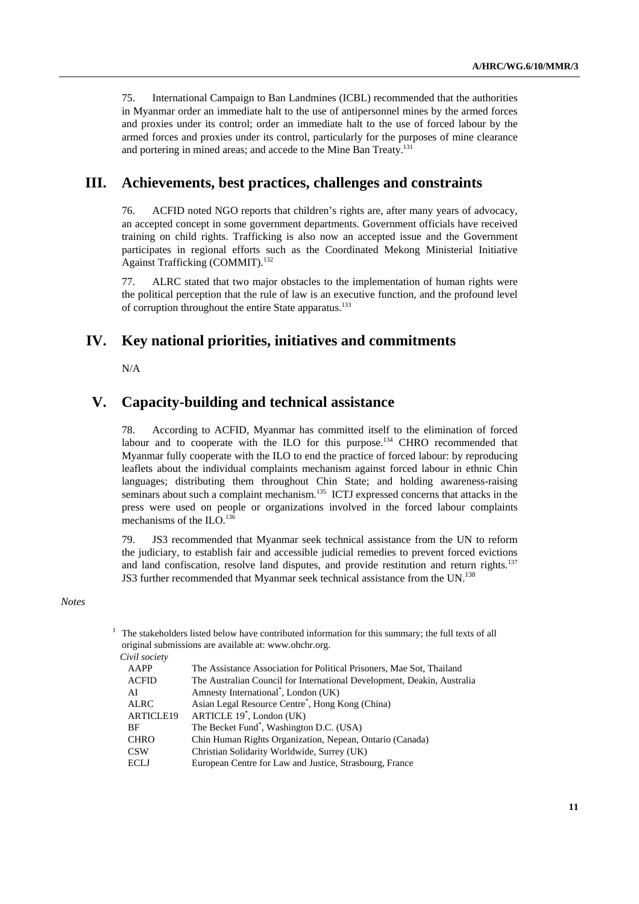75. International Campaign to Ban Landmines (ICBL) recommended that the authorities in Myanmar order an immediate halt to the use of antipersonnel mines by the armed forces and proxies under its control; order an immediate halt to the use of forced labour by the armed forces and proxies under its control, particularly for the purposes of mine clearance and portering in mined areas; and accede to the Mine Ban Treaty.[131]

## III. Achievements, best practices, challenges and constraints

76. ACFID noted NGO reports that children's rights are, after many years of advocacy, an accepted concept in some government departments. Government officials have received training on child rights. Trafficking is also now an accepted issue and the Government participates in regional efforts such as the Coordinated Mekong Ministerial Initiative Against Trafficking (COMMIT).[132]

77. ALRC stated that two major obstacles to the implementation of human rights were the political perception that the rule of law is an executive function, and the profound level of corruption throughout the entire State apparatus.[133]

## IV. Key national priorities, initiatives and commitments

N/A

## V. Capacity-building and technical assistance

78. According to ACFID, Myanmar has committed itself to the elimination of forced labour and to cooperate with the ILO for this purpose.[134] CHRO recommended that Myanmar fully cooperate with the ILO to end the practice of forced labour: by reproducing leaflets about the individual complaints mechanism against forced labour in ethnic Chin languages; distributing them throughout Chin State; and holding awareness-raising seminars about such a complaint mechanism.[135] ICTJ expressed concerns that attacks in the press were used on people or organizations involved in the forced labour complaints mechanisms of the ILO.[136]

79. JS3 recommended that Myanmar seek technical assistance from the UN to reform the judiciary, to establish fair and accessible judicial remedies to prevent forced evictions and land confiscation, resolve land disputes, and provide restitution and return rights.[137] JS3 further recommended that Myanmar seek technical assistance from the UN.[138]

*Notes*

[1] The stakeholders listed below have contributed information for this summary; the full texts of all original submissions are available at: www.ohchr.org.

*Civil society*

| | |
|---|---|
| AAPP | The Assistance Association for Political Prisoners, Mae Sot, Thailand |
| ACFID | The Australian Council for International Development, Deakin, Australia |
| AI | Amnesty International*, London (UK) |
| ALRC | Asian Legal Resource Centre*, Hong Kong (China) |
| ARTICLE19 | ARTICLE 19*, London (UK) |
| BF | The Becket Fund*, Washington D.C. (USA) |
| CHRO | Chin Human Rights Organization, Nepean, Ontario (Canada) |
| CSW | Christian Solidarity Worldwide, Surrey (UK) |
| ECLJ | European Centre for Law and Justice, Strasbourg, France |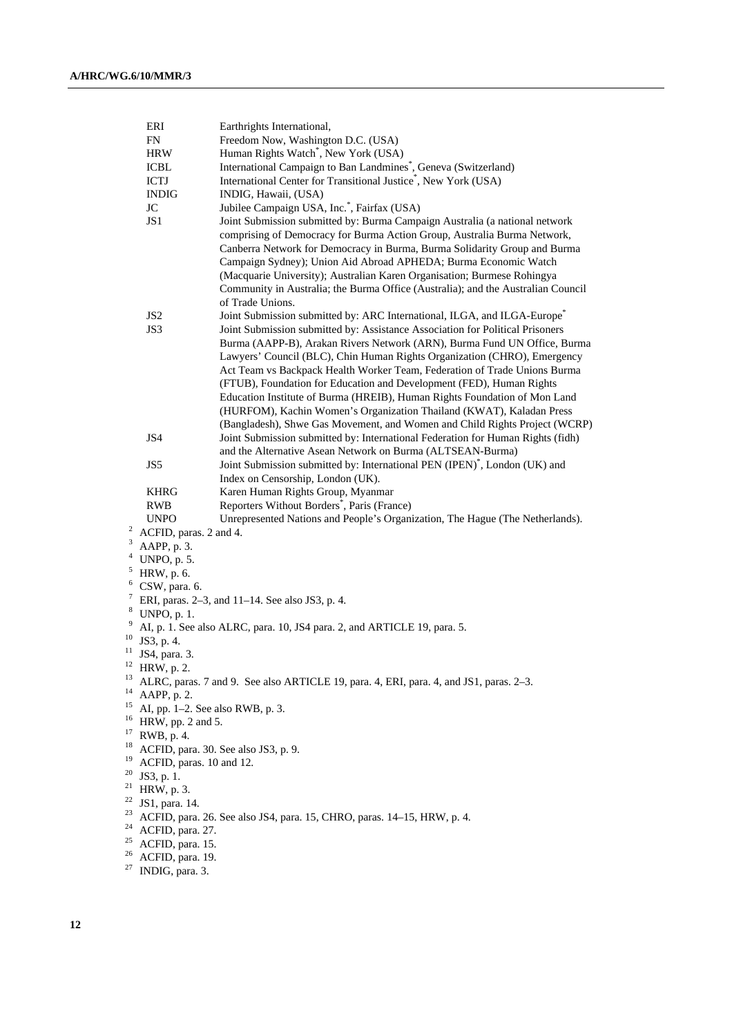| | |
|---|---|
| ERI | Earthrights International, |
| FN | Freedom Now, Washington D.C. (USA) |
| HRW | Human Rights Watch*, New York (USA) |
| ICBL | International Campaign to Ban Landmines*, Geneva (Switzerland) |
| ICTJ | International Center for Transitional Justice*, New York (USA) |
| INDIG | INDIG, Hawaii, (USA) |
| JC | Jubilee Campaign USA, Inc.*, Fairfax (USA) |
| JS1 | Joint Submission submitted by: Burma Campaign Australia (a national network comprising of Democracy for Burma Action Group, Australia Burma Network, Canberra Network for Democracy in Burma, Burma Solidarity Group and Burma Campaign Sydney); Union Aid Abroad APHEDA; Burma Economic Watch (Macquarie University); Australian Karen Organisation; Burmese Rohingya Community in Australia; the Burma Office (Australia); and the Australian Council of Trade Unions. |
| JS2 | Joint Submission submitted by: ARC International, ILGA, and ILGA-Europe* |
| JS3 | Joint Submission submitted by: Assistance Association for Political Prisoners Burma (AAPP-B), Arakan Rivers Network (ARN), Burma Fund UN Office, Burma Lawyers' Council (BLC), Chin Human Rights Organization (CHRO), Emergency Act Team vs Backpack Health Worker Team, Federation of Trade Unions Burma (FTUB), Foundation for Education and Development (FED), Human Rights Education Institute of Burma (HREIB), Human Rights Foundation of Mon Land (HURFOM), Kachin Women's Organization Thailand (KWAT), Kaladan Press (Bangladesh), Shwe Gas Movement, and Women and Child Rights Project (WCRP) |
| JS4 | Joint Submission submitted by: International Federation for Human Rights (fidh) and the Alternative Asean Network on Burma (ALTSEAN-Burma) |
| JS5 | Joint Submission submitted by: International PEN (IPEN)*, London (UK) and Index on Censorship, London (UK). |
| KHRG | Karen Human Rights Group, Myanmar |
| RWB | Reporters Without Borders*, Paris (France) |
| UNPO | Unrepresented Nations and People's Organization, The Hague (The Netherlands). |

[2] ACFID, paras. 2 and 4.
[3] AAPP, p. 3.
[4] UNPO, p. 5.
[5] HRW, p. 6.
[6] CSW, para. 6.
[7] ERI, paras. 2–3, and 11–14. See also JS3, p. 4.
[8] UNPO, p. 1.
[9] AI, p. 1. See also ALRC, para. 10, JS4 para. 2, and ARTICLE 19, para. 5.
[10] JS3, p. 4.
[11] JS4, para. 3.
[12] HRW, p. 2.
[13] ALRC, paras. 7 and 9. See also ARTICLE 19, para. 4, ERI, para. 4, and JS1, paras. 2–3.
[14] AAPP, p. 2.
[15] AI, pp. 1–2. See also RWB, p. 3.
[16] HRW, pp. 2 and 5.
[17] RWB, p. 4.
[18] ACFID, para. 30. See also JS3, p. 9.
[19] ACFID, paras. 10 and 12.
[20] JS3, p. 1.
[21] HRW, p. 3.
[22] JS1, para. 14.
[23] ACFID, para. 26. See also JS4, para. 15, CHRO, paras. 14–15, HRW, p. 4.
[24] ACFID, para. 27.
[25] ACFID, para. 15.
[26] ACFID, para. 19.
[27] INDIG, para. 3.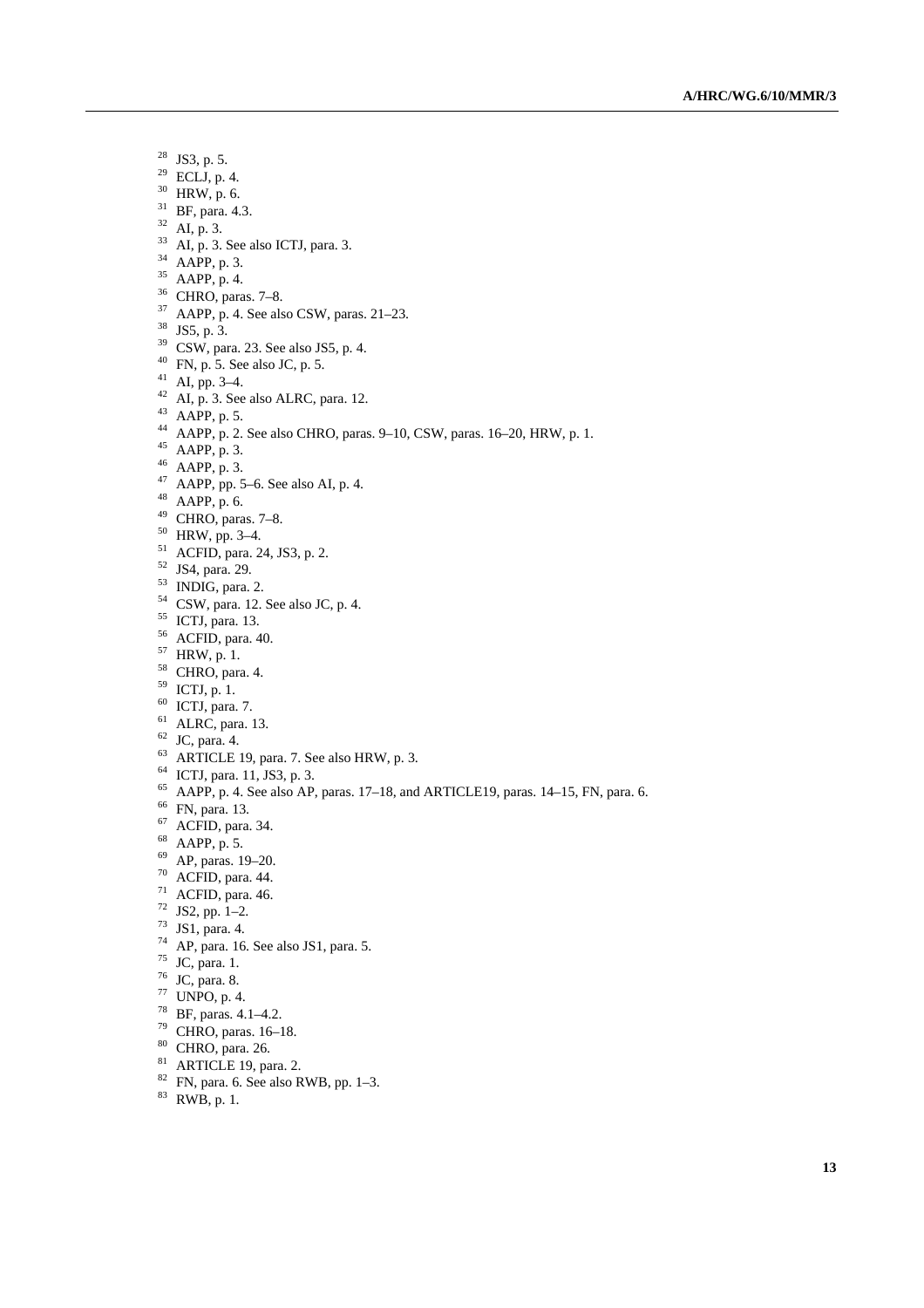[28] JS3, p. 5.
[29] ECLJ, p. 4.
[30] HRW, p. 6.
[31] BF, para. 4.3.
[32] AI, p. 3.
[33] AI, p. 3. See also ICTJ, para. 3.
[34] AAPP, p. 3.
[35] AAPP, p. 4.
[36] CHRO, paras. 7–8.
[37] AAPP, p. 4. See also CSW, paras. 21–23.
[38] JS5, p. 3.
[39] CSW, para. 23. See also JS5, p. 4.
[40] FN, p. 5. See also JC, p. 5.
[41] AI, pp. 3–4.
[42] AI, p. 3. See also ALRC, para. 12.
[43] AAPP, p. 5.
[44] AAPP, p. 2. See also CHRO, paras. 9–10, CSW, paras. 16–20, HRW, p. 1.
[45] AAPP, p. 3.
[46] AAPP, p. 3.
[47] AAPP, pp. 5–6. See also AI, p. 4.
[48] AAPP, p. 6.
[49] CHRO, paras. 7–8.
[50] HRW, pp. 3–4.
[51] ACFID, para. 24, JS3, p. 2.
[52] JS4, para. 29.
[53] INDIG, para. 2.
[54] CSW, para. 12. See also JC, p. 4.
[55] ICTJ, para. 13.
[56] ACFID, para. 40.
[57] HRW, p. 1.
[58] CHRO, para. 4.
[59] ICTJ, p. 1.
[60] ICTJ, para. 7.
[61] ALRC, para. 13.
[62] JC, para. 4.
[63] ARTICLE 19, para. 7. See also HRW, p. 3.
[64] ICTJ, para. 11, JS3, p. 3.
[65] AAPP, p. 4. See also AP, paras. 17–18, and ARTICLE19, paras. 14–15, FN, para. 6.
[66] FN, para. 13.
[67] ACFID, para. 34.
[68] AAPP, p. 5.
[69] AP, paras. 19–20.
[70] ACFID, para. 44.
[71] ACFID, para. 46.
[72] JS2, pp. 1–2.
[73] JS1, para. 4.
[74] AP, para. 16. See also JS1, para. 5.
[75] JC, para. 1.
[76] JC, para. 8.
[77] UNPO, p. 4.
[78] BF, paras. 4.1–4.2.
[79] CHRO, paras. 16–18.
[80] CHRO, para. 26.
[81] ARTICLE 19, para. 2.
[82] FN, para. 6. See also RWB, pp. 1–3.
[83] RWB, p. 1.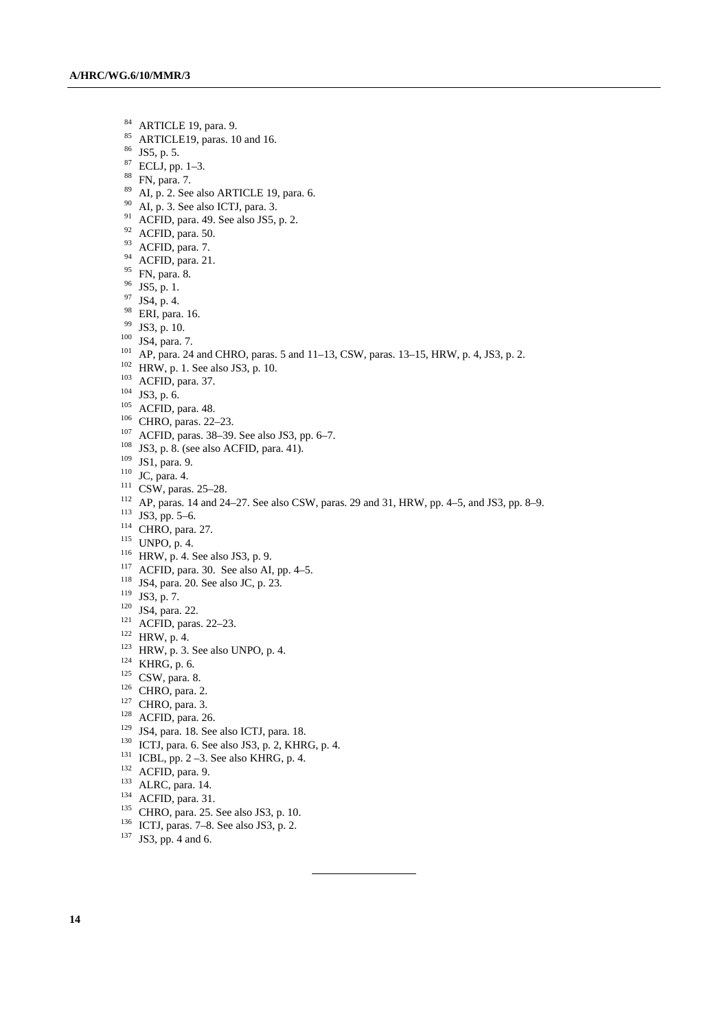[84] ARTICLE 19, para. 9.
[85] ARTICLE19, paras. 10 and 16.
[86] JS5, p. 5.
[87] ECLJ, pp. 1–3.
[88] FN, para. 7.
[89] AI, p. 2. See also ARTICLE 19, para. 6.
[90] AI, p. 3. See also ICTJ, para. 3.
[91] ACFID, para. 49. See also JS5, p. 2.
[92] ACFID, para. 50.
[93] ACFID, para. 7.
[94] ACFID, para. 21.
[95] FN, para. 8.
[96] JS5, p. 1.
[97] JS4, p. 4.
[98] ERI, para. 16.
[99] JS3, p. 10.
[100] JS4, para. 7.
[101] AP, para. 24 and CHRO, paras. 5 and 11–13, CSW, paras. 13–15, HRW, p. 4, JS3, p. 2.
[102] HRW, p. 1. See also JS3, p. 10.
[103] ACFID, para. 37.
[104] JS3, p. 6.
[105] ACFID, para. 48.
[106] CHRO, paras. 22–23.
[107] ACFID, paras. 38–39. See also JS3, pp. 6–7.
[108] JS3, p. 8. (see also ACFID, para. 41).
[109] JS1, para. 9.
[110] JC, para. 4.
[111] CSW, paras. 25–28.
[112] AP, paras. 14 and 24–27. See also CSW, paras. 29 and 31, HRW, pp. 4–5, and JS3, pp. 8–9.
[113] JS3, pp. 5–6.
[114] CHRO, para. 27.
[115] UNPO, p. 4.
[116] HRW, p. 4. See also JS3, p. 9.
[117] ACFID, para. 30. See also AI, pp. 4–5.
[118] JS4, para. 20. See also JC, p. 23.
[119] JS3, p. 7.
[120] JS4, para. 22.
[121] ACFID, paras. 22–23.
[122] HRW, p. 4.
[123] HRW, p. 3. See also UNPO, p. 4.
[124] KHRG, p. 6.
[125] CSW, para. 8.
[126] CHRO, para. 2.
[127] CHRO, para. 3.
[128] ACFID, para. 26.
[129] JS4, para. 18. See also ICTJ, para. 18.
[130] ICTJ, para. 6. See also JS3, p. 2, KHRG, p. 4.
[131] ICBL, pp. 2 –3. See also KHRG, p. 4.
[132] ACFID, para. 9.
[133] ALRC, para. 14.
[134] ACFID, para. 31.
[135] CHRO, para. 25. See also JS3, p. 10.
[136] ICTJ, paras. 7–8. See also JS3, p. 2.
[137] JS3, pp. 4 and 6.